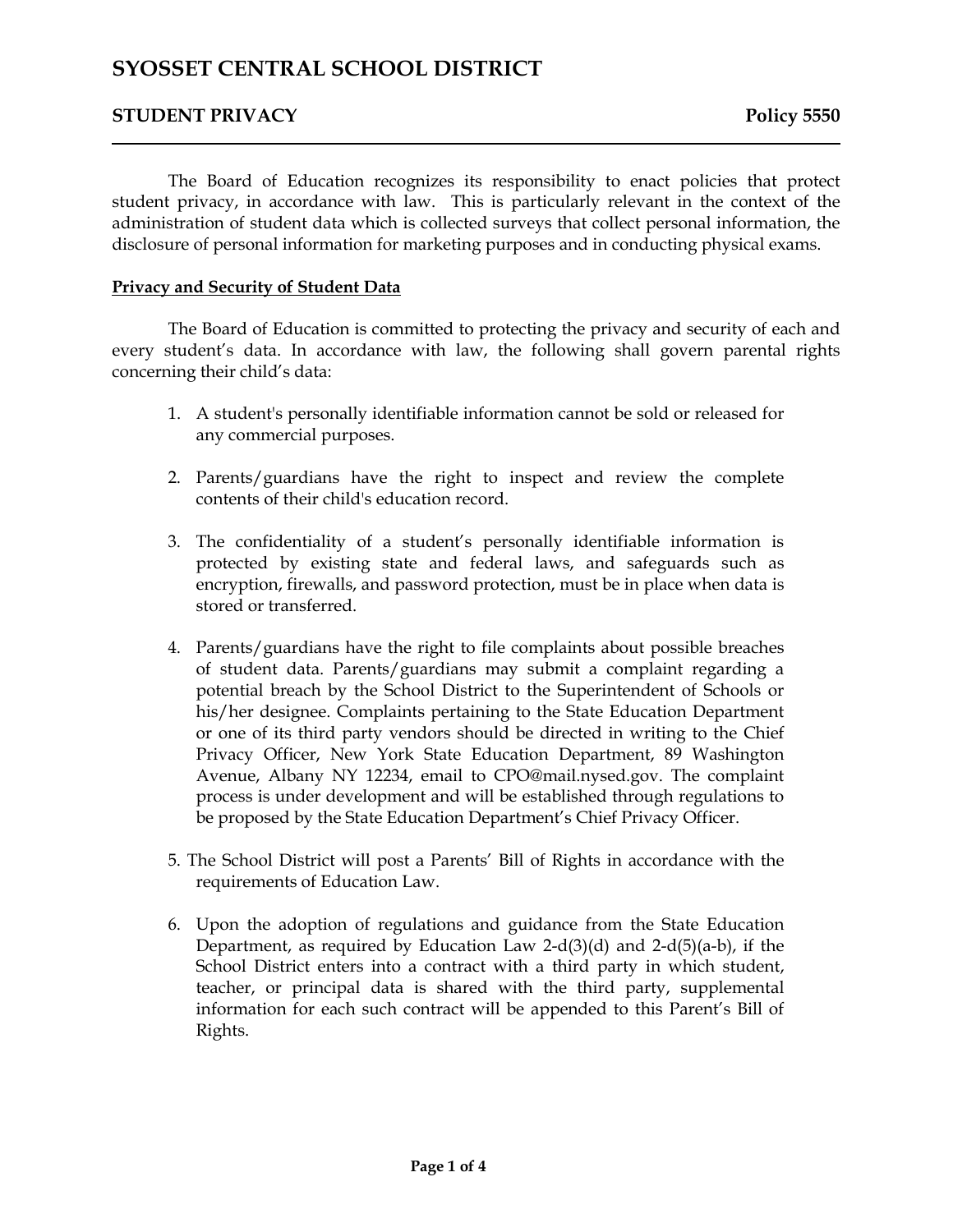# SYOSSET CENTRAL SCHOOL DISTRICT

## STUDENT PRIVACY — Policy 5550

The Board of Education recognizes its responsibility to enact policies that protect student privacy, in accordance with law. This is particularly relevant in the context of the administration of student data which is collected surveys that collect personal information, the disclosure of personal information for marketing purposes and in conducting physical exams.

**Privacy and Security of Student Data**

The Board of Education is committed to protecting the privacy and security of each and every student's data. In accordance with law, the following shall govern parental rights concerning their child's data:

1. A student's personally identifiable information cannot be sold or released for any commercial purposes.

2. Parents/guardians have the right to inspect and review the complete contents of their child's education record.

3. The confidentiality of a student's personally identifiable information is protected by existing state and federal laws, and safeguards such as encryption, firewalls, and password protection, must be in place when data is stored or transferred.

4. Parents/guardians have the right to file complaints about possible breaches of student data. Parents/guardians may submit a complaint regarding a potential breach by the School District to the Superintendent of Schools or his/her designee. Complaints pertaining to the State Education Department or one of its third party vendors should be directed in writing to the Chief Privacy Officer, New York State Education Department, 89 Washington Avenue, Albany NY 12234, email to CPO@mail.nysed.gov. The complaint process is under development and will be established through regulations to be proposed by the State Education Department's Chief Privacy Officer.

5. The School District will post a Parents' Bill of Rights in accordance with the requirements of Education Law.

6. Upon the adoption of regulations and guidance from the State Education Department, as required by Education Law 2-d(3)(d) and 2-d(5)(a-b), if the School District enters into a contract with a third party in which student, teacher, or principal data is shared with the third party, supplemental information for each such contract will be appended to this Parent's Bill of Rights.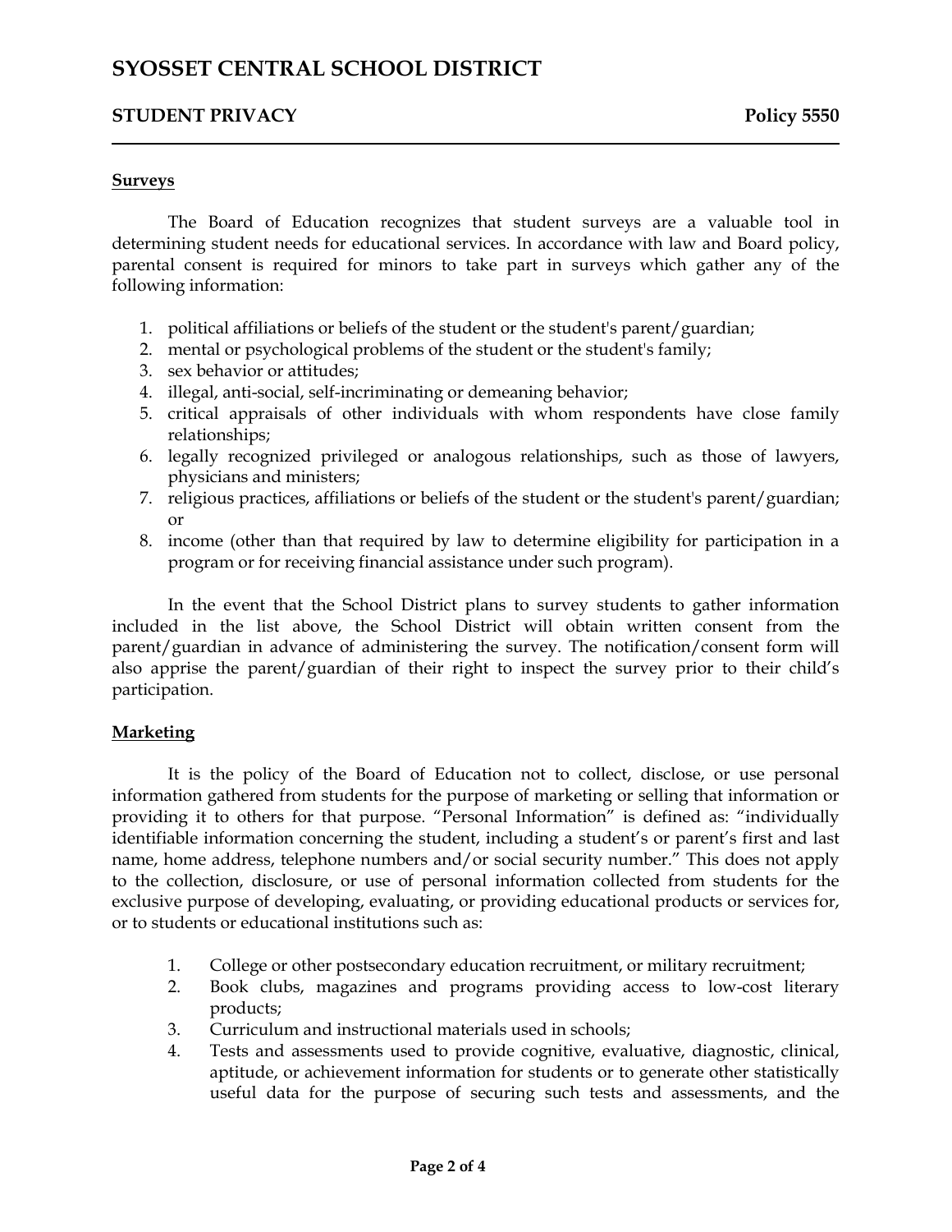**Surveys**

The Board of Education recognizes that student surveys are a valuable tool in determining student needs for educational services. In accordance with law and Board policy, parental consent is required for minors to take part in surveys which gather any of the following information:

1. political affiliations or beliefs of the student or the student's parent/guardian;
2. mental or psychological problems of the student or the student's family;
3. sex behavior or attitudes;
4. illegal, anti-social, self-incriminating or demeaning behavior;
5. critical appraisals of other individuals with whom respondents have close family relationships;
6. legally recognized privileged or analogous relationships, such as those of lawyers, physicians and ministers;
7. religious practices, affiliations or beliefs of the student or the student's parent/guardian; or
8. income (other than that required by law to determine eligibility for participation in a program or for receiving financial assistance under such program).

In the event that the School District plans to survey students to gather information included in the list above, the School District will obtain written consent from the parent/guardian in advance of administering the survey. The notification/consent form will also apprise the parent/guardian of their right to inspect the survey prior to their child's participation.

**Marketing**

It is the policy of the Board of Education not to collect, disclose, or use personal information gathered from students for the purpose of marketing or selling that information or providing it to others for that purpose. "Personal Information" is defined as: "individually identifiable information concerning the student, including a student's or parent's first and last name, home address, telephone numbers and/or social security number." This does not apply to the collection, disclosure, or use of personal information collected from students for the exclusive purpose of developing, evaluating, or providing educational products or services for, or to students or educational institutions such as:

1. College or other postsecondary education recruitment, or military recruitment;
2. Book clubs, magazines and programs providing access to low-cost literary products;
3. Curriculum and instructional materials used in schools;
4. Tests and assessments used to provide cognitive, evaluative, diagnostic, clinical, aptitude, or achievement information for students or to generate other statistically useful data for the purpose of securing such tests and assessments, and the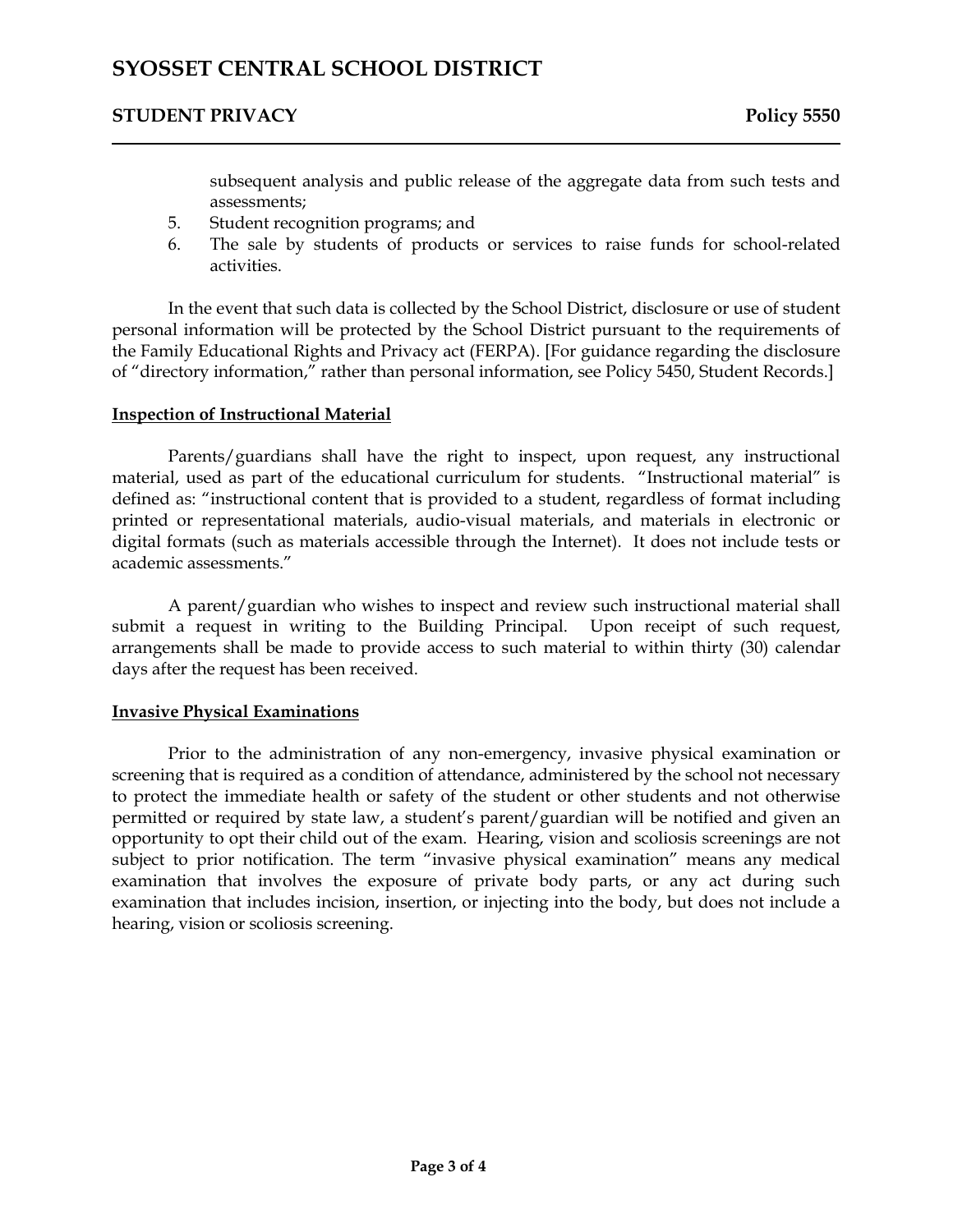subsequent analysis and public release of the aggregate data from such tests and assessments;

5. Student recognition programs; and
6. The sale by students of products or services to raise funds for school-related activities.

In the event that such data is collected by the School District, disclosure or use of student personal information will be protected by the School District pursuant to the requirements of the Family Educational Rights and Privacy act (FERPA). [For guidance regarding the disclosure of "directory information," rather than personal information, see Policy 5450, Student Records.]

**Inspection of Instructional Material**

Parents/guardians shall have the right to inspect, upon request, any instructional material, used as part of the educational curriculum for students. "Instructional material" is defined as: "instructional content that is provided to a student, regardless of format including printed or representational materials, audio-visual materials, and materials in electronic or digital formats (such as materials accessible through the Internet). It does not include tests or academic assessments."

A parent/guardian who wishes to inspect and review such instructional material shall submit a request in writing to the Building Principal. Upon receipt of such request, arrangements shall be made to provide access to such material to within thirty (30) calendar days after the request has been received.

**Invasive Physical Examinations**

Prior to the administration of any non-emergency, invasive physical examination or screening that is required as a condition of attendance, administered by the school not necessary to protect the immediate health or safety of the student or other students and not otherwise permitted or required by state law, a student's parent/guardian will be notified and given an opportunity to opt their child out of the exam. Hearing, vision and scoliosis screenings are not subject to prior notification. The term "invasive physical examination" means any medical examination that involves the exposure of private body parts, or any act during such examination that includes incision, insertion, or injecting into the body, but does not include a hearing, vision or scoliosis screening.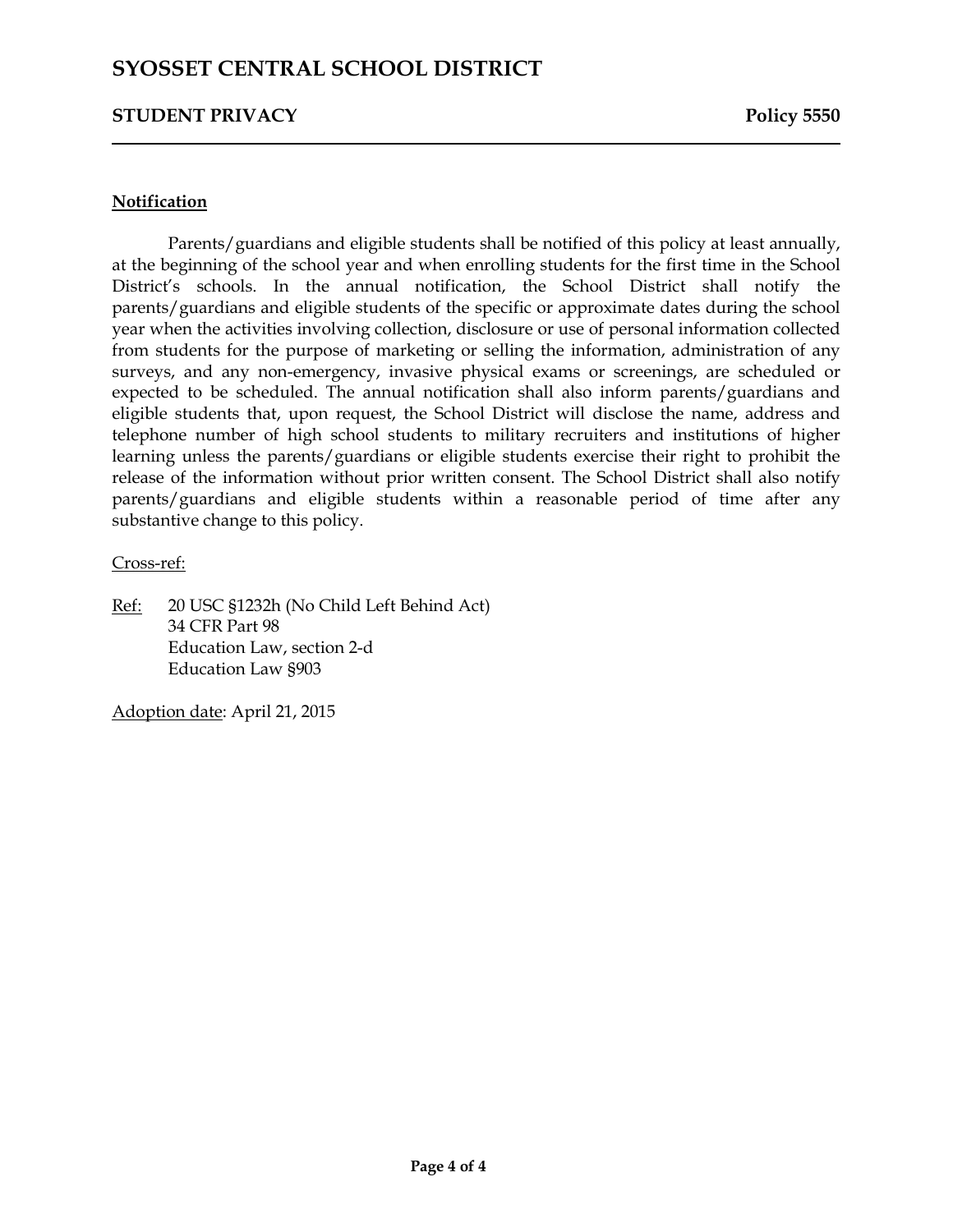**Notification**

Parents/guardians and eligible students shall be notified of this policy at least annually, at the beginning of the school year and when enrolling students for the first time in the School District's schools. In the annual notification, the School District shall notify the parents/guardians and eligible students of the specific or approximate dates during the school year when the activities involving collection, disclosure or use of personal information collected from students for the purpose of marketing or selling the information, administration of any surveys, and any non-emergency, invasive physical exams or screenings, are scheduled or expected to be scheduled. The annual notification shall also inform parents/guardians and eligible students that, upon request, the School District will disclose the name, address and telephone number of high school students to military recruiters and institutions of higher learning unless the parents/guardians or eligible students exercise their right to prohibit the release of the information without prior written consent. The School District shall also notify parents/guardians and eligible students within a reasonable period of time after any substantive change to this policy.

Cross-ref:

Ref: 20 USC §1232h (No Child Left Behind Act)
34 CFR Part 98
Education Law, section 2-d
Education Law §903

Adoption date: April 21, 2015